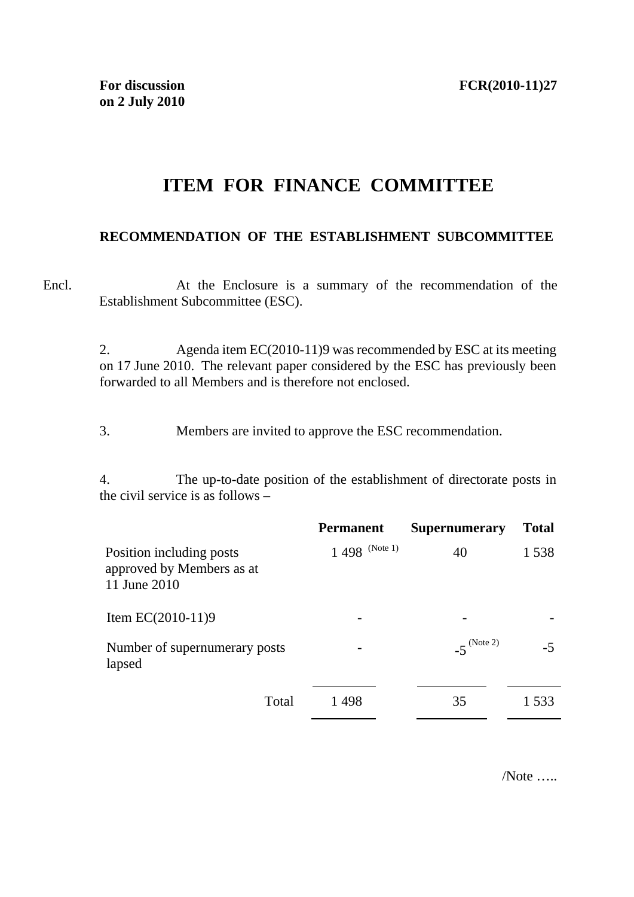**For discussion on 2 July 2010**

**FCR(2010-11)27**

# ITEM FOR FINANCE COMMITTEE

## RECOMMENDATION OF THE ESTABLISHMENT SUBCOMMITTEE

Encl. At the Enclosure is a summary of the recommendation of the Establishment Subcommittee (ESC).

2. Agenda item EC(2010-11)9 was recommended by ESC at its meeting on 17 June 2010. The relevant paper considered by the ESC has previously been forwarded to all Members and is therefore not enclosed.

3. Members are invited to approve the ESC recommendation.

4. The up-to-date position of the establishment of directorate posts in the civil service is as follows –

| | **Permanent** | **Supernumerary** | **Total** |
|---|---|---|---|
| Position including posts approved by Members as at 11 June 2010 | 1 498 (Note 1) | 40 | 1 538 |
| Item EC(2010-11)9 | - | - | - |
| Number of supernumerary posts lapsed | - | -5 (Note 2) | -5 |
| Total | 1 498 | 35 | 1 533 |

/Note …..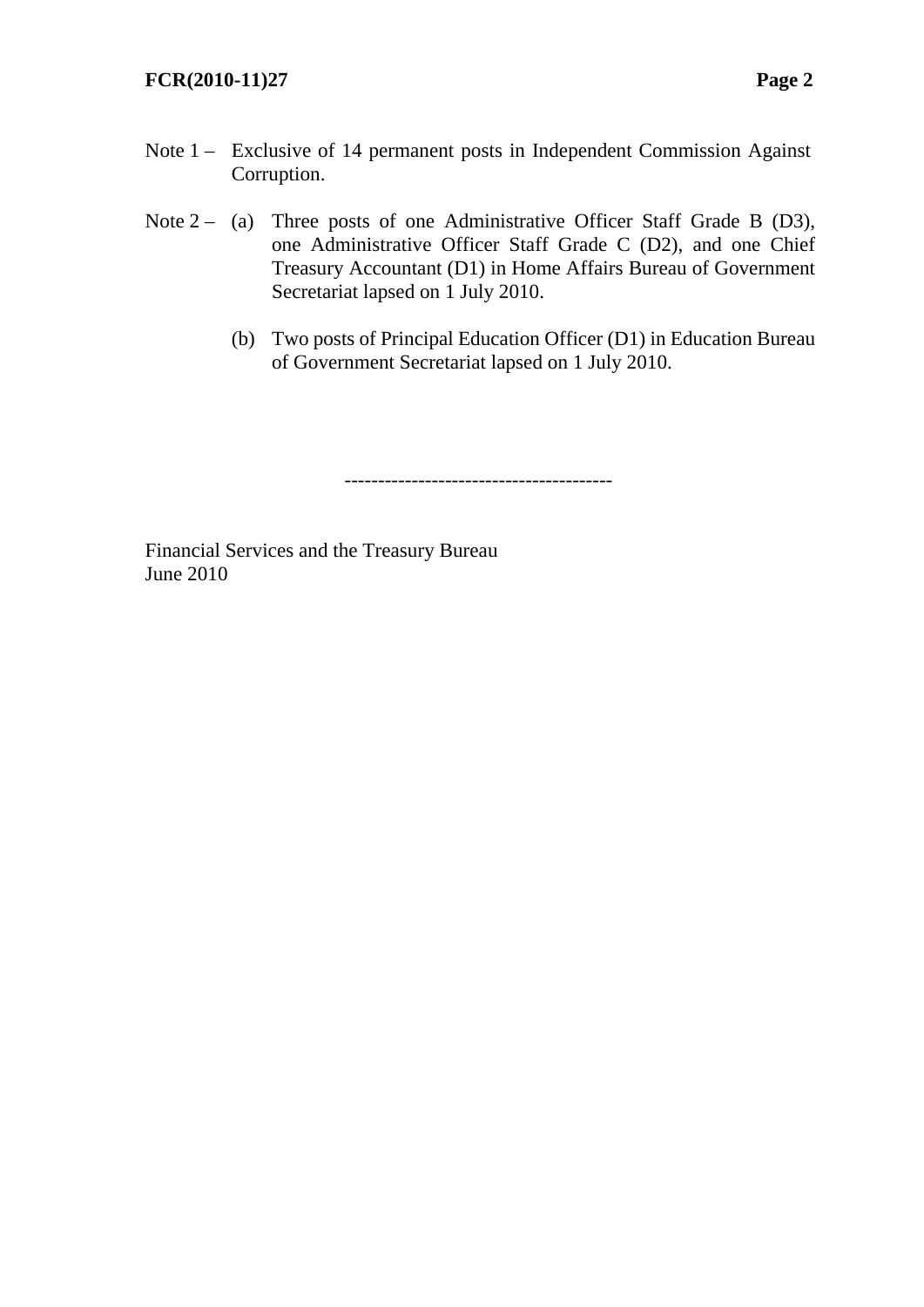Note 1 – Exclusive of 14 permanent posts in Independent Commission Against Corruption.

Note 2 – (a) Three posts of one Administrative Officer Staff Grade B (D3), one Administrative Officer Staff Grade C (D2), and one Chief Treasury Accountant (D1) in Home Affairs Bureau of Government Secretariat lapsed on 1 July 2010.

(b) Two posts of Principal Education Officer (D1) in Education Bureau of Government Secretariat lapsed on 1 July 2010.

---------------------------------------

Financial Services and the Treasury Bureau
June 2010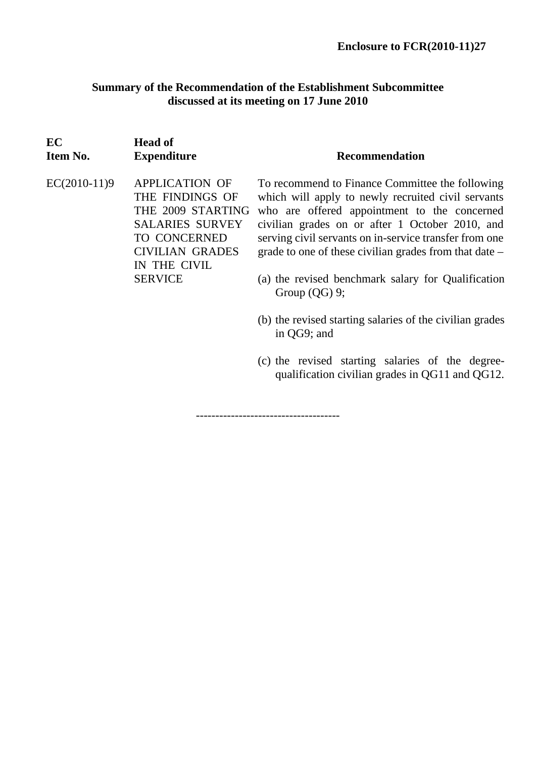**Enclosure to FCR(2010-11)27**

**Summary of the Recommendation of the Establishment Subcommittee discussed at its meeting on 17 June 2010**

| **EC Item No.** | **Head of Expenditure** | **Recommendation** |
|---|---|---|
| EC(2010-11)9 | APPLICATION OF THE FINDINGS OF THE 2009 STARTING SALARIES SURVEY TO CONCERNED CIVILIAN GRADES IN THE CIVIL SERVICE | To recommend to Finance Committee the following which will apply to newly recruited civil servants who are offered appointment to the concerned civilian grades on or after 1 October 2010, and serving civil servants on in-service transfer from one grade to one of these civilian grades from that date – <br><br> (a) the revised benchmark salary for Qualification Group (QG) 9; <br><br> (b) the revised starting salaries of the civilian grades in QG9; and <br><br> (c) the revised starting salaries of the degree-qualification civilian grades in QG11 and QG12. |

------------------------------------